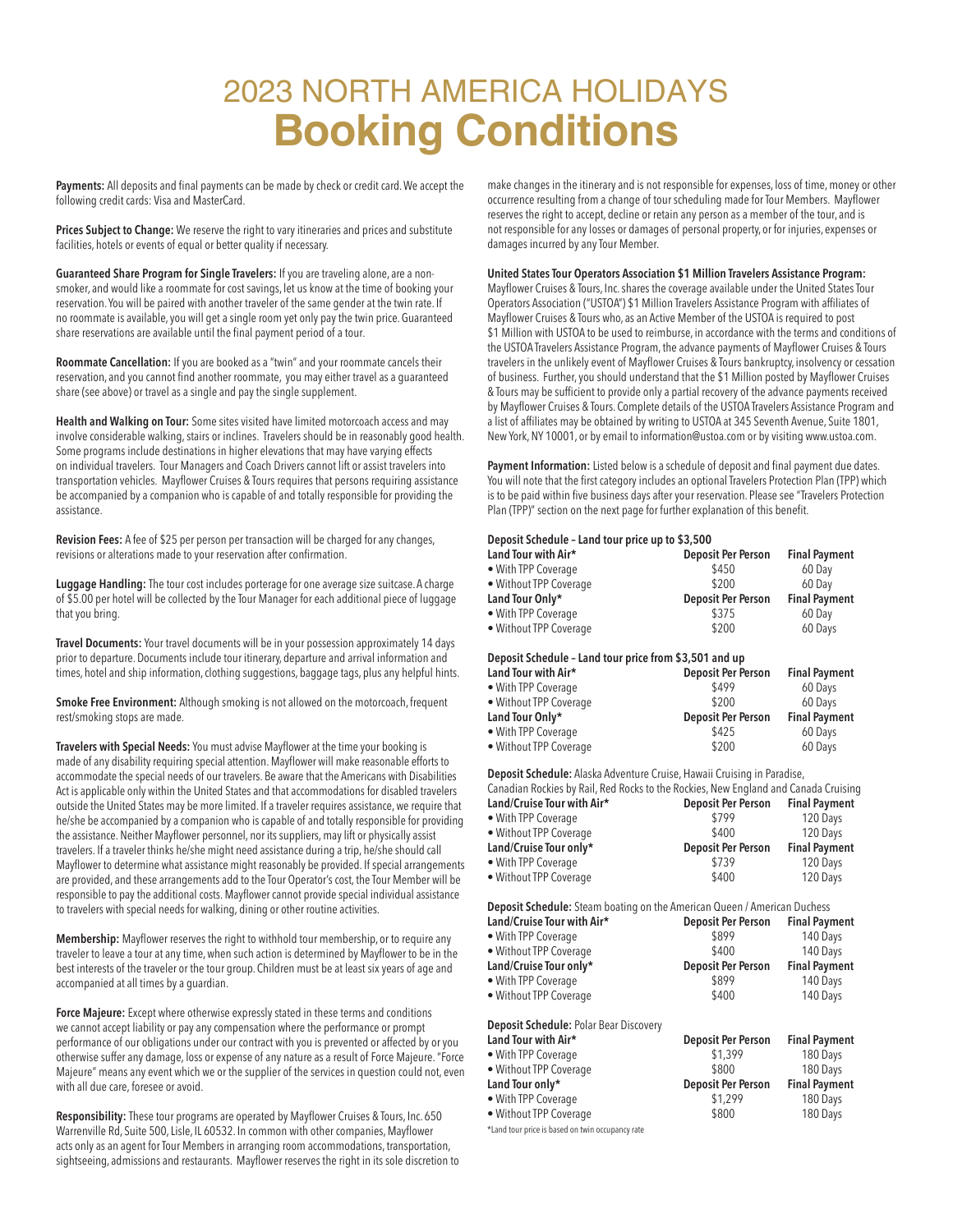# 2023 NORTH AMERICA HOLIDAYS
# Booking Conditions

**Payments:** All deposits and final payments can be made by check or credit card. We accept the following credit cards: Visa and MasterCard.

**Prices Subject to Change:** We reserve the right to vary itineraries and prices and substitute facilities, hotels or events of equal or better quality if necessary.

**Guaranteed Share Program for Single Travelers:** If you are traveling alone, are a non-smoker, and would like a roommate for cost savings, let us know at the time of booking your reservation. You will be paired with another traveler of the same gender at the twin rate. If no roommate is available, you will get a single room yet only pay the twin price. Guaranteed share reservations are available until the final payment period of a tour.

**Roommate Cancellation:** If you are booked as a "twin" and your roommate cancels their reservation, and you cannot find another roommate, you may either travel as a guaranteed share (see above) or travel as a single and pay the single supplement.

**Health and Walking on Tour:** Some sites visited have limited motorcoach access and may involve considerable walking, stairs or inclines. Travelers should be in reasonably good health. Some programs include destinations in higher elevations that may have varying effects on individual travelers. Tour Managers and Coach Drivers cannot lift or assist travelers into transportation vehicles. Mayflower Cruises & Tours requires that persons requiring assistance be accompanied by a companion who is capable of and totally responsible for providing the assistance.

**Revision Fees:** A fee of $25 per person per transaction will be charged for any changes, revisions or alterations made to your reservation after confirmation.

**Luggage Handling:** The tour cost includes porterage for one average size suitcase. A charge of $5.00 per hotel will be collected by the Tour Manager for each additional piece of luggage that you bring.

**Travel Documents:** Your travel documents will be in your possession approximately 14 days prior to departure. Documents include tour itinerary, departure and arrival information and times, hotel and ship information, clothing suggestions, baggage tags, plus any helpful hints.

**Smoke Free Environment:** Although smoking is not allowed on the motorcoach, frequent rest/smoking stops are made.

**Travelers with Special Needs:** You must advise Mayflower at the time your booking is made of any disability requiring special attention. Mayflower will make reasonable efforts to accommodate the special needs of our travelers. Be aware that the Americans with Disabilities Act is applicable only within the United States and that accommodations for disabled travelers outside the United States may be more limited. If a traveler requires assistance, we require that he/she be accompanied by a companion who is capable of and totally responsible for providing the assistance. Neither Mayflower personnel, nor its suppliers, may lift or physically assist travelers. If a traveler thinks he/she might need assistance during a trip, he/she should call Mayflower to determine what assistance might reasonably be provided. If special arrangements are provided, and these arrangements add to the Tour Operator's cost, the Tour Member will be responsible to pay the additional costs. Mayflower cannot provide special individual assistance to travelers with special needs for walking, dining or other routine activities.

**Membership:** Mayflower reserves the right to withhold tour membership, or to require any traveler to leave a tour at any time, when such action is determined by Mayflower to be in the best interests of the traveler or the tour group. Children must be at least six years of age and accompanied at all times by a guardian.

**Force Majeure:** Except where otherwise expressly stated in these terms and conditions we cannot accept liability or pay any compensation where the performance or prompt performance of our obligations under our contract with you is prevented or affected by or you otherwise suffer any damage, loss or expense of any nature as a result of Force Majeure. "Force Majeure" means any event which we or the supplier of the services in question could not, even with all due care, foresee or avoid.

**Responsibility:** These tour programs are operated by Mayflower Cruises & Tours, Inc. 650 Warrenville Rd, Suite 500, Lisle, IL 60532. In common with other companies, Mayflower acts only as an agent for Tour Members in arranging room accommodations, transportation, sightseeing, admissions and restaurants. Mayflower reserves the right in its sole discretion to make changes in the itinerary and is not responsible for expenses, loss of time, money or other occurrence resulting from a change of tour scheduling made for Tour Members. Mayflower reserves the right to accept, decline or retain any person as a member of the tour, and is not responsible for any losses or damages of personal property, or for injuries, expenses or damages incurred by any Tour Member.

**United States Tour Operators Association $1 Million Travelers Assistance Program:** Mayflower Cruises & Tours, Inc. shares the coverage available under the United States Tour Operators Association ("USTOA") $1 Million Travelers Assistance Program with affiliates of Mayflower Cruises & Tours who, as an Active Member of the USTOA is required to post $1 Million with USTOA to be used to reimburse, in accordance with the terms and conditions of the USTOA Travelers Assistance Program, the advance payments of Mayflower Cruises & Tours travelers in the unlikely event of Mayflower Cruises & Tours bankruptcy, insolvency or cessation of business. Further, you should understand that the $1 Million posted by Mayflower Cruises & Tours may be sufficient to provide only a partial recovery of the advance payments received by Mayflower Cruises & Tours. Complete details of the USTOA Travelers Assistance Program and a list of affiliates may be obtained by writing to USTOA at 345 Seventh Avenue, Suite 1801, New York, NY 10001, or by email to information@ustoa.com or by visiting www.ustoa.com.

**Payment Information:** Listed below is a schedule of deposit and final payment due dates. You will note that the first category includes an optional Travelers Protection Plan (TPP) which is to be paid within five business days after your reservation. Please see "Travelers Protection Plan (TPP)" section on the next page for further explanation of this benefit.

**Deposit Schedule – Land tour price up to $3,500**

| Land Tour with Air* | Deposit Per Person | Final Payment |
|---|---|---|
| • With TPP Coverage | $450 | 60 Day |
| • Without TPP Coverage | $200 | 60 Day |
| **Land Tour Only*** | **Deposit Per Person** | **Final Payment** |
| • With TPP Coverage | $375 | 60 Day |
| • Without TPP Coverage | $200 | 60 Days |

**Deposit Schedule – Land tour price from $3,501 and up**

| Land Tour with Air* | Deposit Per Person | Final Payment |
|---|---|---|
| • With TPP Coverage | $499 | 60 Days |
| • Without TPP Coverage | $200 | 60 Days |
| **Land Tour Only*** | **Deposit Per Person** | **Final Payment** |
| • With TPP Coverage | $425 | 60 Days |
| • Without TPP Coverage | $200 | 60 Days |

**Deposit Schedule:** Alaska Adventure Cruise, Hawaii Cruising in Paradise, Canadian Rockies by Rail, Red Rocks to the Rockies, New England and Canada Cruising

| Land/Cruise Tour with Air* | Deposit Per Person | Final Payment |
|---|---|---|
| • With TPP Coverage | $799 | 120 Days |
| • Without TPP Coverage | $400 | 120 Days |
| **Land/Cruise Tour only*** | **Deposit Per Person** | **Final Payment** |
| • With TPP Coverage | $739 | 120 Days |
| • Without TPP Coverage | $400 | 120 Days |

**Deposit Schedule:** Steam boating on the American Queen / American Duchess

| Land/Cruise Tour with Air* | Deposit Per Person | Final Payment |
|---|---|---|
| • With TPP Coverage | $899 | 140 Days |
| • Without TPP Coverage | $400 | 140 Days |
| **Land/Cruise Tour only*** | **Deposit Per Person** | **Final Payment** |
| • With TPP Coverage | $899 | 140 Days |
| • Without TPP Coverage | $400 | 140 Days |

**Deposit Schedule:** Polar Bear Discovery

| Land Tour with Air* | Deposit Per Person | Final Payment |
|---|---|---|
| • With TPP Coverage | $1,399 | 180 Days |
| • Without TPP Coverage | $800 | 180 Days |
| **Land Tour only*** | **Deposit Per Person** | **Final Payment** |
| • With TPP Coverage | $1,299 | 180 Days |
| • Without TPP Coverage | $800 | 180 Days |

*Land tour price is based on twin occupancy rate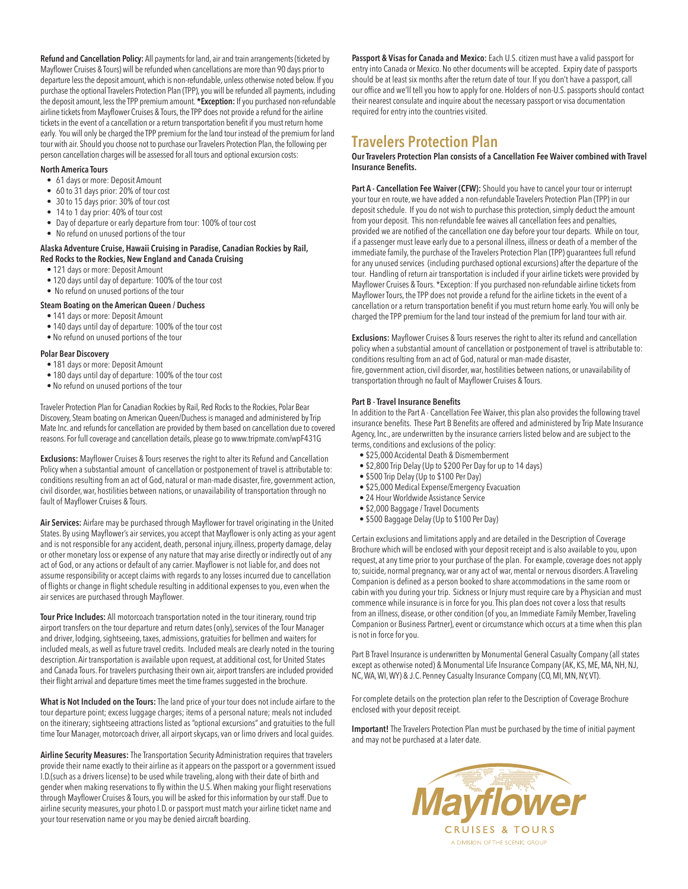**Refund and Cancellation Policy:** All payments for land, air and train arrangements (ticketed by Mayflower Cruises & Tours) will be refunded when cancellations are more than 90 days prior to departure less the deposit amount, which is non-refundable, unless otherwise noted below. If you purchase the optional Travelers Protection Plan (TPP), you will be refunded all payments, including the deposit amount, less the TPP premium amount. ***Exception:** If you purchased non-refundable airline tickets from Mayflower Cruises & Tours, the TPP does not provide a refund for the airline tickets in the event of a cancellation or a return transportation benefit if you must return home early. You will only be charged the TPP premium for the land tour instead of the premium for land tour with air. Should you choose not to purchase our Travelers Protection Plan, the following per person cancellation charges will be assessed for all tours and optional excursion costs:

**North America Tours**

- 61 days or more: Deposit Amount
- 60 to 31 days prior: 20% of tour cost
- 30 to 15 days prior: 30% of tour cost
- 14 to 1 day prior: 40% of tour cost
- Day of departure or early departure from tour: 100% of tour cost
- No refund on unused portions of the tour

**Alaska Adventure Cruise, Hawaii Cruising in Paradise, Canadian Rockies by Rail, Red Rocks to the Rockies, New England and Canada Cruising**

- 121 days or more: Deposit Amount
- 120 days until day of departure: 100% of the tour cost
- No refund on unused portions of the tour

**Steam Boating on the American Queen / Duchess**

- 141 days or more: Deposit Amount
- 140 days until day of departure: 100% of the tour cost
- No refund on unused portions of the tour

**Polar Bear Discovery**

- 181 days or more: Deposit Amount
- 180 days until day of departure: 100% of the tour cost
- No refund on unused portions of the tour

Traveler Protection Plan for Canadian Rockies by Rail, Red Rocks to the Rockies, Polar Bear Discovery, Steam boating on American Queen/Duchess is managed and administered by Trip Mate Inc. and refunds for cancellation are provided by them based on cancellation due to covered reasons. For full coverage and cancellation details, please go to www.tripmate.com/wpF431G

**Exclusions:** Mayflower Cruises & Tours reserves the right to alter its Refund and Cancellation Policy when a substantial amount of cancellation or postponement of travel is attributable to: conditions resulting from an act of God, natural or man-made disaster, fire, government action, civil disorder, war, hostilities between nations, or unavailability of transportation through no fault of Mayflower Cruises & Tours.

**Air Services:** Airfare may be purchased through Mayflower for travel originating in the United States. By using Mayflower's air services, you accept that Mayflower is only acting as your agent and is not responsible for any accident, death, personal injury, illness, property damage, delay or other monetary loss or expense of any nature that may arise directly or indirectly out of any act of God, or any actions or default of any carrier. Mayflower is not liable for, and does not assume responsibility or accept claims with regards to any losses incurred due to cancellation of flights or change in flight schedule resulting in additional expenses to you, even when the air services are purchased through Mayflower.

**Tour Price Includes:** All motorcoach transportation noted in the tour itinerary, round trip airport transfers on the tour departure and return dates (only), services of the Tour Manager and driver, lodging, sightseeing, taxes, admissions, gratuities for bellmen and waiters for included meals, as well as future travel credits. Included meals are clearly noted in the touring description. Air transportation is available upon request, at additional cost, for United States and Canada Tours. For travelers purchasing their own air, airport transfers are included provided their flight arrival and departure times meet the time frames suggested in the brochure.

**What is Not Included on the Tours:** The land price of your tour does not include airfare to the tour departure point; excess luggage charges; items of a personal nature; meals not included on the itinerary; sightseeing attractions listed as "optional excursions" and gratuities to the full time Tour Manager, motorcoach driver, all airport skycaps, van or limo drivers and local guides.

**Airline Security Measures:** The Transportation Security Administration requires that travelers provide their name exactly to their airline as it appears on the passport or a government issued I.D.(such as a drivers license) to be used while traveling, along with their date of birth and gender when making reservations to fly within the U.S. When making your flight reservations through Mayflower Cruises & Tours, you will be asked for this information by our staff. Due to airline security measures, your photo I.D. or passport must match your airline ticket name and your tour reservation name or you may be denied aircraft boarding.

**Passport & Visas for Canada and Mexico:** Each U.S. citizen must have a valid passport for entry into Canada or Mexico. No other documents will be accepted. Expiry date of passports should be at least six months after the return date of tour. If you don't have a passport, call our office and we'll tell you how to apply for one. Holders of non-U.S. passports should contact their nearest consulate and inquire about the necessary passport or visa documentation required for entry into the countries visited.

## Travelers Protection Plan

**Our Travelers Protection Plan consists of a Cancellation Fee Waiver combined with Travel Insurance Benefits.**

**Part A - Cancellation Fee Waiver (CFW):** Should you have to cancel your tour or interrupt your tour en route, we have added a non-refundable Travelers Protection Plan (TPP) in our deposit schedule. If you do not wish to purchase this protection, simply deduct the amount from your deposit. This non-refundable fee waives all cancellation fees and penalties, provided we are notified of the cancellation one day before your tour departs. While on tour, if a passenger must leave early due to a personal illness, illness or death of a member of the immediate family, the purchase of the Travelers Protection Plan (TPP) guarantees full refund for any unused services (including purchased optional excursions) after the departure of the tour. Handling of return air transportation is included if your airline tickets were provided by Mayflower Cruises & Tours. *Exception: If you purchased non-refundable airline tickets from Mayflower Tours, the TPP does not provide a refund for the airline tickets in the event of a cancellation or a return transportation benefit if you must return home early. You will only be charged the TPP premium for the land tour instead of the premium for land tour with air.

**Exclusions:** Mayflower Cruises & Tours reserves the right to alter its refund and cancellation policy when a substantial amount of cancellation or postponement of travel is attributable to: conditions resulting from an act of God, natural or man-made disaster, fire, government action, civil disorder, war, hostilities between nations, or unavailability of transportation through no fault of Mayflower Cruises & Tours.

**Part B - Travel Insurance Benefits**

In addition to the Part A - Cancellation Fee Waiver, this plan also provides the following travel insurance benefits. These Part B Benefits are offered and administered by Trip Mate Insurance Agency, Inc., are underwritten by the insurance carriers listed below and are subject to the terms, conditions and exclusions of the policy:

- $25,000 Accidental Death & Dismemberment
- $2,800 Trip Delay (Up to $200 Per Day for up to 14 days)
- $500 Trip Delay (Up to $100 Per Day)
- $25,000 Medical Expense/Emergency Evacuation
- 24 Hour Worldwide Assistance Service
- $2,000 Baggage / Travel Documents
- $500 Baggage Delay (Up to $100 Per Day)

Certain exclusions and limitations apply and are detailed in the Description of Coverage Brochure which will be enclosed with your deposit receipt and is also available to you, upon request, at any time prior to your purchase of the plan. For example, coverage does not apply to; suicide, normal pregnancy, war or any act of war, mental or nervous disorders. A Traveling Companion is defined as a person booked to share accommodations in the same room or cabin with you during your trip. Sickness or Injury must require care by a Physician and must commence while insurance is in force for you. This plan does not cover a loss that results from an illness, disease, or other condition (of you, an Immediate Family Member, Traveling Companion or Business Partner), event or circumstance which occurs at a time when this plan is not in force for you.

Part B Travel Insurance is underwritten by Monumental General Casualty Company (all states except as otherwise noted) & Monumental Life Insurance Company (AK, KS, ME, MA, NH, NJ, NC, WA, WI, WY) & J.C. Penney Casualty Insurance Company (CO, MI, MN, NY, VT).

For complete details on the protection plan refer to the Description of Coverage Brochure enclosed with your deposit receipt.

**Important!** The Travelers Protection Plan must be purchased by the time of initial payment and may not be purchased at a later date.

Mayflower
CRUISES & TOURS
A DIVISION OF THE SCENIC GROUP